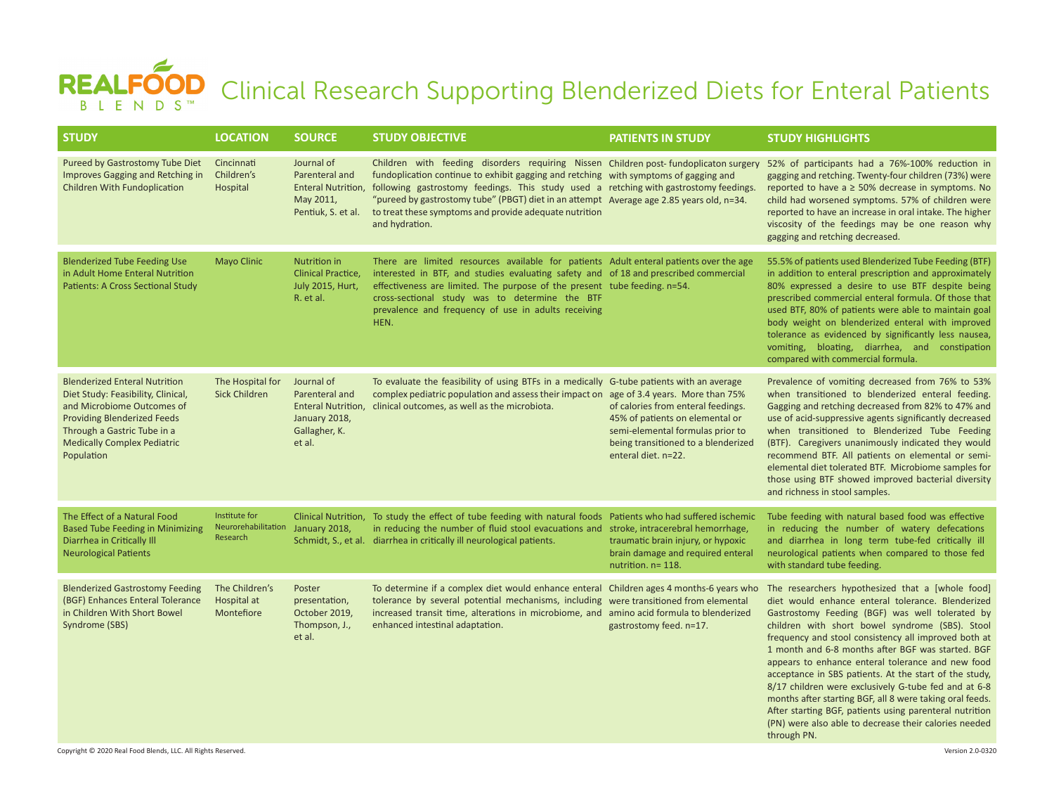# REALFOOD BLENDS™ Clinical Research Supporting Blenderized Diets for Enteral Patients

| STUDY | LOCATION | SOURCE | STUDY OBJECTIVE | PATIENTS IN STUDY | STUDY HIGHLIGHTS |
|---|---|---|---|---|---|
| Pureed by Gastrostomy Tube Diet Improves Gagging and Retching in Children With Fundoplication | Cincinnati Children's Hospital | Journal of Parenteral and Enteral Nutrition, May 2011, Pentiuk, S. et al. | Children with feeding disorders requiring Nissen fundoplication continue to exhibit gagging and retching following gastrostomy feedings. This study used a "pureed by gastrostomy tube" (PBGT) diet in an attempt to treat these symptoms and provide adequate nutrition and hydration. | Children post- fundoplicaton surgery with symptoms of gagging and retching with gastrostomy feedings. Average age 2.85 years old, n=34. | 52% of participants had a 76%-100% reduction in gagging and retching. Twenty-four children (73%) were reported to have a ≥ 50% decrease in symptoms. No child had worsened symptoms. 57% of children were reported to have an increase in oral intake. The higher viscosity of the feedings may be one reason why gagging and retching decreased. |
| Blenderized Tube Feeding Use in Adult Home Enteral Nutrition Patients: A Cross Sectional Study | Mayo Clinic | Nutrition in Clinical Practice, July 2015, Hurt, R. et al. | There are limited resources available for patients interested in BTF, and studies evaluating safety and effectiveness are limited. The purpose of the present cross-sectional study was to determine the BTF prevalence and frequency of use in adults receiving HEN. | Adult enteral patients over the age of 18 and prescribed commercial tube feeding. n=54. | 55.5% of patients used Blenderized Tube Feeding (BTF) in addition to enteral prescription and approximately 80% expressed a desire to use BTF despite being prescribed commercial enteral formula. Of those that used BTF, 80% of patients were able to maintain goal body weight on blenderized enteral with improved tolerance as evidenced by significantly less nausea, vomiting, bloating, diarrhea, and constipation compared with commercial formula. |
| Blenderized Enteral Nutrition Diet Study: Feasibility, Clinical, and Microbiome Outcomes of Providing Blenderized Feeds Through a Gastric Tube in a Medically Complex Pediatric Population | The Hospital for Sick Children | Journal of Parenteral and Enteral Nutrition, January 2018, Gallagher, K. et al. | To evaluate the feasibility of using BTFs in a medically complex pediatric population and assess their impact on clinical outcomes, as well as the microbiota. | G-tube patients with an average age of 3.4 years. More than 75% of calories from enteral feedings. 45% of patients on elemental or semi-elemental formulas prior to being transitioned to a blenderized enteral diet. n=22. | Prevalence of vomiting decreased from 76% to 53% when transitioned to blenderized enteral feeding. Gagging and retching decreased from 82% to 47% and use of acid-suppressive agents significantly decreased when transitioned to Blenderized Tube Feeding (BTF). Caregivers unanimously indicated they would recommend BTF. All patients on elemental or semi-elemental diet tolerated BTF. Microbiome samples for those using BTF showed improved bacterial diversity and richness in stool samples. |
| The Effect of a Natural Food Based Tube Feeding in Minimizing Diarrhea in Critically Ill Neurological Patients | Institute for Neurorehabilitation Research | Clinical Nutrition, January 2018, Schmidt, S., et al. | To study the effect of tube feeding with natural foods in reducing the number of fluid stool evacuations and diarrhea in critically ill neurological patients. | Patients who had suffered ischemic stroke, intracerebral hemorrhage, traumatic brain injury, or hypoxic brain damage and required enteral nutrition. n= 118. | Tube feeding with natural based food was effective in reducing the number of watery defecations and diarrhea in long term tube-fed critically ill neurological patients when compared to those fed with standard tube feeding. |
| Blenderized Gastrostomy Feeding (BGF) Enhances Enteral Tolerance in Children With Short Bowel Syndrome (SBS) | The Children's Hospital at Montefiore | Poster presentation, October 2019, Thompson, J., et al. | To determine if a complex diet would enhance enteral tolerance by several potential mechanisms, including increased transit time, alterations in microbiome, and enhanced intestinal adaptation. | Children ages 4 months-6 years who were transitioned from elemental amino acid formula to blenderized gastrostomy feed. n=17. | The researchers hypothesized that a [whole food] diet would enhance enteral tolerance. Blenderized Gastrostomy Feeding (BGF) was well tolerated by children with short bowel syndrome (SBS). Stool frequency and stool consistency all improved both at 1 month and 6-8 months after BGF was started. BGF appears to enhance enteral tolerance and new food acceptance in SBS patients. At the start of the study, 8/17 children were exclusively G-tube fed and at 6-8 months after starting BGF, all 8 were taking oral feeds. After starting BGF, patients using parenteral nutrition (PN) were also able to decrease their calories needed through PN. |

Copyright © 2020 Real Food Blends, LLC. All Rights Reserved.

Version 2.0-0320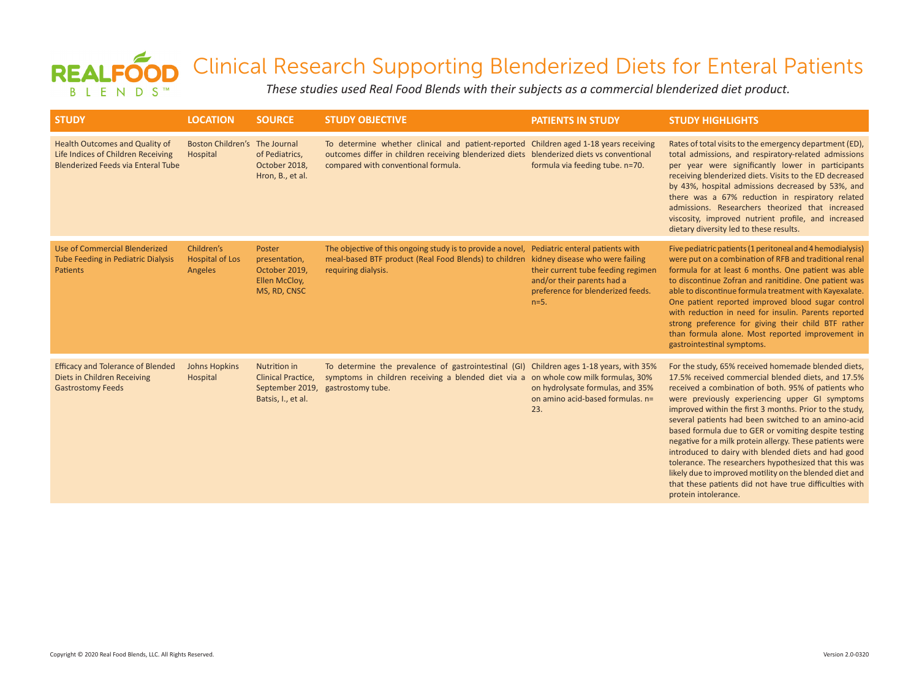REALFOOD BLENDS™

# Clinical Research Supporting Blenderized Diets for Enteral Patients

*These studies used Real Food Blends with their subjects as a commercial blenderized diet product.*

| STUDY | LOCATION | SOURCE | STUDY OBJECTIVE | PATIENTS IN STUDY | STUDY HIGHLIGHTS |
|---|---|---|---|---|---|
| Health Outcomes and Quality of Life Indices of Children Receiving Blenderized Feeds via Enteral Tube | Boston Children's Hospital | The Journal of Pediatrics, October 2018, Hron, B., et al. | To determine whether clinical and patient-reported outcomes differ in children receiving blenderized diets compared with conventional formula. | Children aged 1-18 years receiving blenderized diets vs conventional formula via feeding tube. n=70. | Rates of total visits to the emergency department (ED), total admissions, and respiratory-related admissions per year were significantly lower in participants receiving blenderized diets. Visits to the ED decreased by 43%, hospital admissions decreased by 53%, and there was a 67% reduction in respiratory related admissions. Researchers theorized that increased viscosity, improved nutrient profile, and increased dietary diversity led to these results. |
| Use of Commercial Blenderized Tube Feeding in Pediatric Dialysis Patients | Children's Hospital of Los Angeles | Poster presentation, October 2019, Ellen McCloy, MS, RD, CNSC | The objective of this ongoing study is to provide a novel, meal-based BTF product (Real Food Blends) to children requiring dialysis. | Pediatric enteral patients with kidney disease who were failing their current tube feeding regimen and/or their parents had a preference for blenderized feeds. n=5. | Five pediatric patients (1 peritoneal and 4 hemodialysis) were put on a combination of RFB and traditional renal formula for at least 6 months. One patient was able to discontinue Zofran and ranitidine. One patient was able to discontinue formula treatment with Kayexalate. One patient reported improved blood sugar control with reduction in need for insulin. Parents reported strong preference for giving their child BTF rather than formula alone. Most reported improvement in gastrointestinal symptoms. |
| Efficacy and Tolerance of Blended Diets in Children Receiving Gastrostomy Feeds | Johns Hopkins Hospital | Nutrition in Clinical Practice, September 2019, Batsis, I., et al. | To determine the prevalence of gastrointestinal (GI) symptoms in children receiving a blended diet via a gastrostomy tube. | Children ages 1-18 years, with 35% on whole cow milk formulas, 30% on hydrolysate formulas, and 35% on amino acid-based formulas. n= 23. | For the study, 65% received homemade blended diets, 17.5% received commercial blended diets, and 17.5% received a combination of both. 95% of patients who were previously experiencing upper GI symptoms improved within the first 3 months. Prior to the study, several patients had been switched to an amino-acid based formula due to GER or vomiting despite testing negative for a milk protein allergy. These patients were introduced to dairy with blended diets and had good tolerance. The researchers hypothesized that this was likely due to improved motility on the blended diet and that these patients did not have true difficulties with protein intolerance. |

Copyright © 2020 Real Food Blends, LLC. All Rights Reserved.

Version 2.0-0320